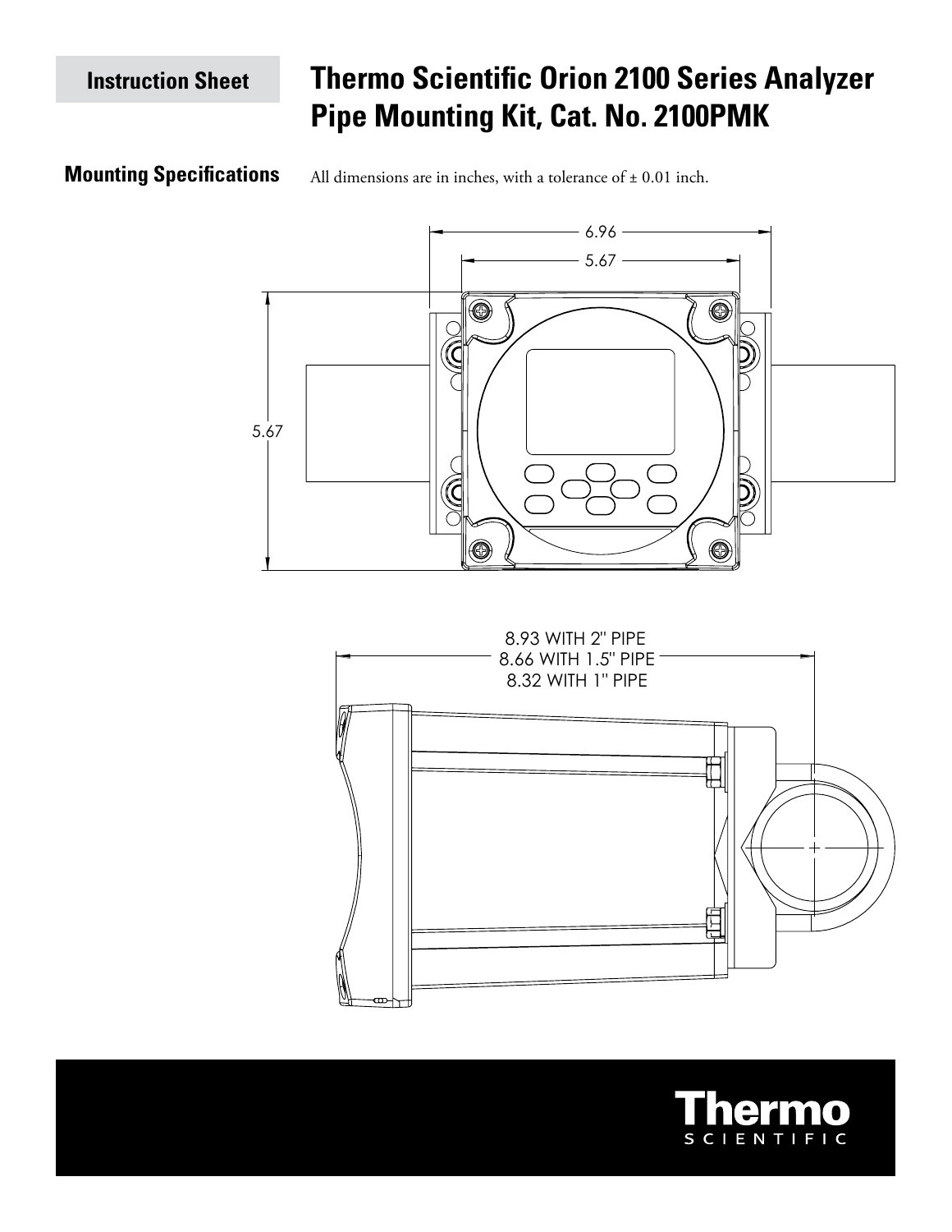Instruction Sheet

# Thermo Scientific Orion 2100 Series Analyzer Pipe Mounting Kit, Cat. No. 2100PMK

## Mounting Specifications

All dimensions are in inches, with a tolerance of ± 0.01 inch.

6.96

5.67

5.67

8.93 WITH 2" PIPE
8.66 WITH 1.5" PIPE
8.32 WITH 1" PIPE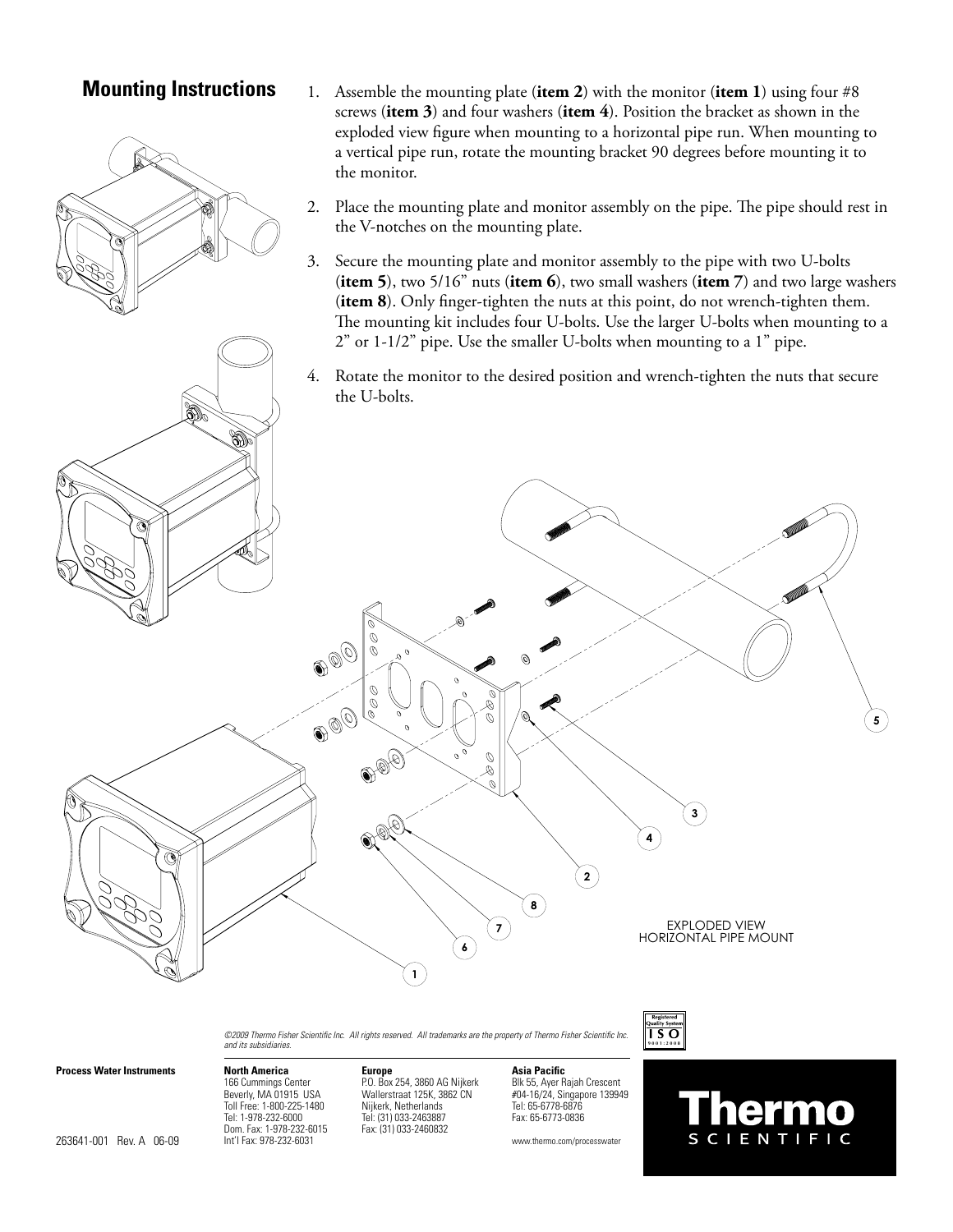## Mounting Instructions

1. Assemble the mounting plate (**item 2**) with the monitor (**item 1**) using four #8 screws (**item 3**) and four washers (**item 4**). Position the bracket as shown in the exploded view figure when mounting to a horizontal pipe run. When mounting to a vertical pipe run, rotate the mounting bracket 90 degrees before mounting it to the monitor.
2. Place the mounting plate and monitor assembly on the pipe. The pipe should rest in the V-notches on the mounting plate.
3. Secure the mounting plate and monitor assembly to the pipe with two U-bolts (**item 5**), two 5/16" nuts (**item 6**), two small washers (**item 7**) and two large washers (**item 8**). Only finger-tighten the nuts at this point, do not wrench-tighten them. The mounting kit includes four U-bolts. Use the larger U-bolts when mounting to a 2" or 1-1/2" pipe. Use the smaller U-bolts when mounting to a 1" pipe.
4. Rotate the monitor to the desired position and wrench-tighten the nuts that secure the U-bolts.

5
3
4
2
8
7
6
1

EXPLODED VIEW
HORIZONTAL PIPE MOUNT

*©2009 Thermo Fisher Scientific Inc. All rights reserved. All trademarks are the property of Thermo Fisher Scientific Inc. and its subsidiaries.*

Registered Quality System ISO 9001:2008

**Process Water Instruments**

**North America**
166 Cummings Center
Beverly, MA 01915 USA
Toll Free: 1-800-225-1480
Tel: 1-978-232-6000
Dom. Fax: 1-978-232-6015
Int'l Fax: 978-232-6031

**Europe**
P.O. Box 254, 3860 AG Nijkerk
Wallerstraat 125K, 3862 CN
Nijkerk, Netherlands
Tel: (31) 033-2463887
Fax: (31) 033-2460832

**Asia Pacific**
Blk 55, Ayer Rajah Crescent
#04-16/24, Singapore 139949
Tel: 65-6778-6876
Fax: 65-6773-0836

www.thermo.com/processwater

Thermo SCIENTIFIC

263641-001 Rev. A 06-09